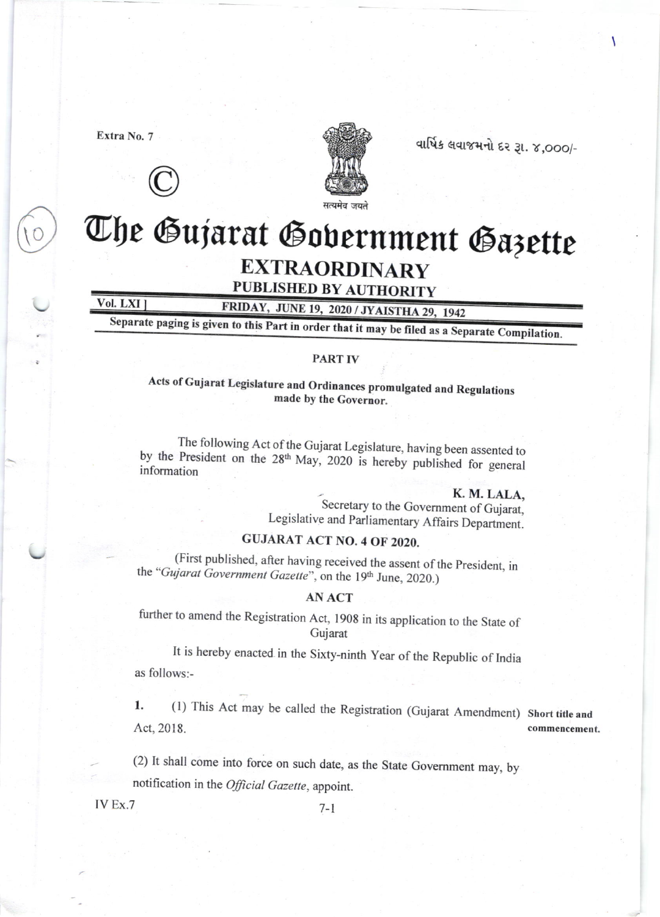Extra No. 7

©

વાર્ષિક લવાજમનો દર રૂ. ૪,૦૦૦/-

सत्यमेव जयते

# The Gujarat Government Gazette

## EXTRAORDINARY

### PUBLISHED BY AUTHORITY

Vol. LXI ] FRIDAY, JUNE 19, 2020 / JYAISTHA 29, 1942

Separate paging is given to this Part in order that it may be filed as a Separate Compilation.

### PART IV

**Acts of Gujarat Legislature and Ordinances promulgated and Regulations made by the Governor.**

The following Act of the Gujarat Legislature, having been assented to by the President on the 28th May, 2020 is hereby published for general information

**K. M. LALA,**
Secretary to the Government of Gujarat,
Legislative and Parliamentary Affairs Department.

### GUJARAT ACT NO. 4 OF 2020.

(First published, after having received the assent of the President, in the "*Gujarat Government Gazette*", on the 19th June, 2020.)

### AN ACT

further to amend the Registration Act, 1908 in its application to the State of Gujarat

It is hereby enacted in the Sixty-ninth Year of the Republic of India as follows:-

**Short title and commencement.**

**1.** (1) This Act may be called the Registration (Gujarat Amendment) Act, 2018.

(2) It shall come into force on such date, as the State Government may, by notification in the *Official Gazette*, appoint.

IV Ex.7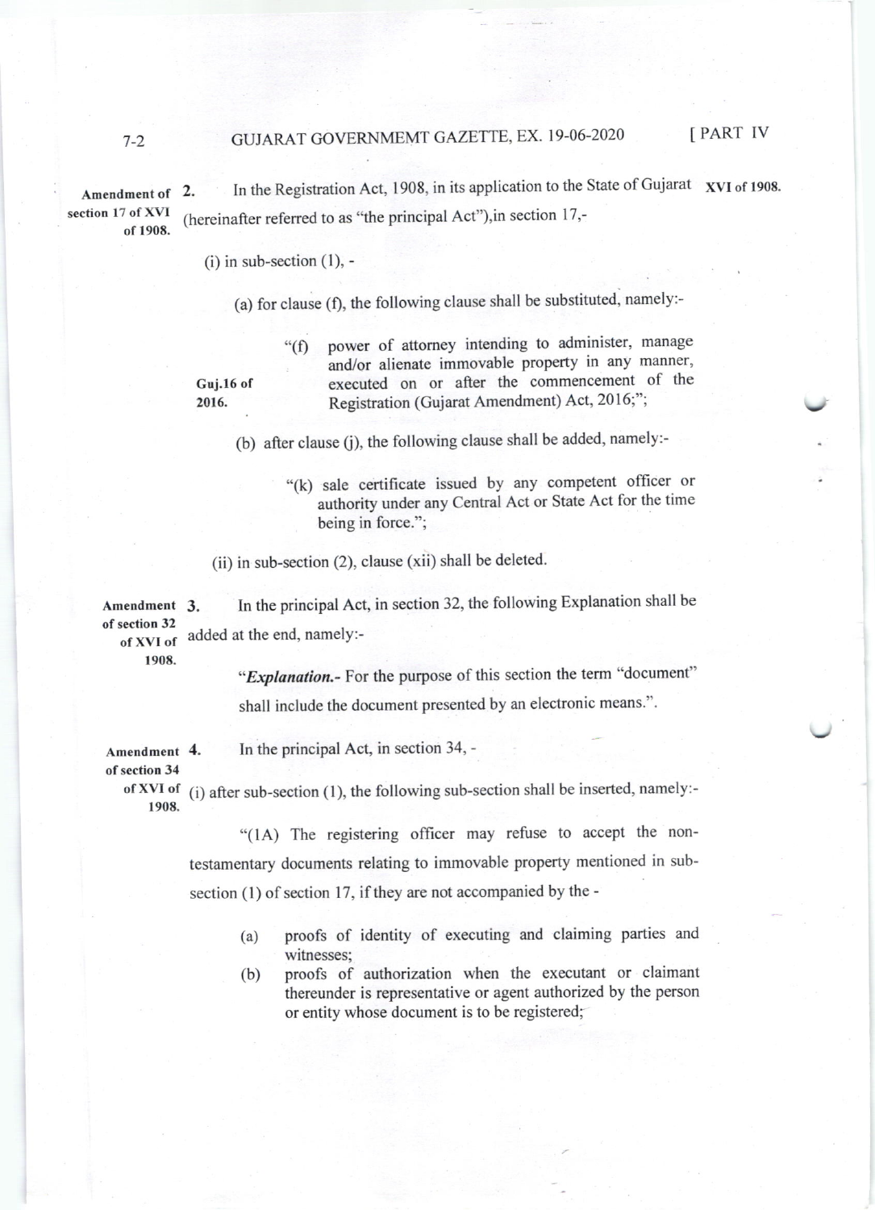**Amendment of section 17 of XVI of 1908.**

2. In the Registration Act, 1908, in its application to the State of Gujarat (hereinafter referred to as "the principal Act"),in section 17,- XVI of 1908.

(i) in sub-section (1), -

(a) for clause (f), the following clause shall be substituted, namely:-

> "(f) power of attorney intending to administer, manage and/or alienate immovable property in any manner, executed on or after the commencement of the Registration (Gujarat Amendment) Act, 2016;"; Guj.16 of 2016.

(b) after clause (j), the following clause shall be added, namely:-

> "(k) sale certificate issued by any competent officer or authority under any Central Act or State Act for the time being in force.";

(ii) in sub-section (2), clause (xii) shall be deleted.

**Amendment of section 32 of XVI of 1908.**

3. In the principal Act, in section 32, the following Explanation shall be added at the end, namely:-

> "***Explanation.***- For the purpose of this section the term "document" shall include the document presented by an electronic means.".

**Amendment of section 34 of XVI of 1908.**

4. In the principal Act, in section 34, -

(i) after sub-section (1), the following sub-section shall be inserted, namely:-

> "(1A) The registering officer may refuse to accept the non-testamentary documents relating to immovable property mentioned in sub-section (1) of section 17, if they are not accompanied by the -
>
> (a) proofs of identity of executing and claiming parties and witnesses;
>
> (b) proofs of authorization when the executant or claimant thereunder is representative or agent authorized by the person or entity whose document is to be registered;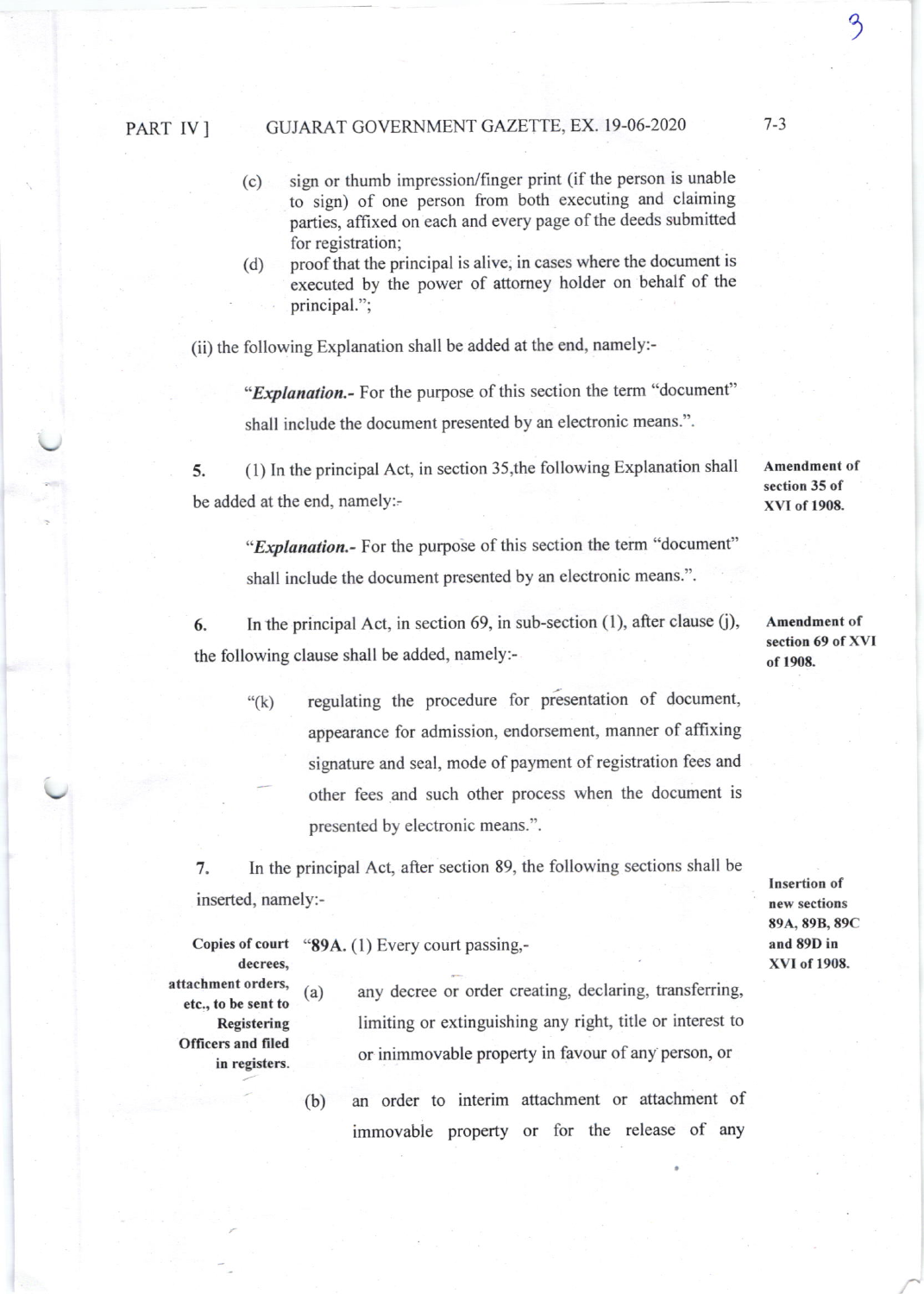(c) sign or thumb impression/finger print (if the person is unable to sign) of one person from both executing and claiming parties, affixed on each and every page of the deeds submitted for registration;

(d) proof that the principal is alive, in cases where the document is executed by the power of attorney holder on behalf of the principal.";

(ii) the following Explanation shall be added at the end, namely:-

> "***Explanation***.- For the purpose of this section the term "document" shall include the document presented by an electronic means.".

**Amendment of section 35 of XVI of 1908.**

5. (1) In the principal Act, in section 35,the following Explanation shall be added at the end, namely:-

> "***Explanation***.- For the purpose of this section the term "document" shall include the document presented by an electronic means.".

**Amendment of section 69 of XVI of 1908.**

6. In the principal Act, in section 69, in sub-section (1), after clause (j), the following clause shall be added, namely:-

> "(k) regulating the procedure for presentation of document, appearance for admission, endorsement, manner of affixing signature and seal, mode of payment of registration fees and other fees and such other process when the document is presented by electronic means.".

**Insertion of new sections 89A, 89B, 89C and 89D in XVI of 1908.**

7. In the principal Act, after section 89, the following sections shall be inserted, namely:-

**Copies of court decrees, attachment orders, etc., to be sent to Registering Officers and filed in registers.**

"**89A.** (1) Every court passing,-

(a) any decree or order creating, declaring, transferring, limiting or extinguishing any right, title or interest to or inimmovable property in favour of any person, or

(b) an order to interim attachment or attachment of immovable property or for the release of any